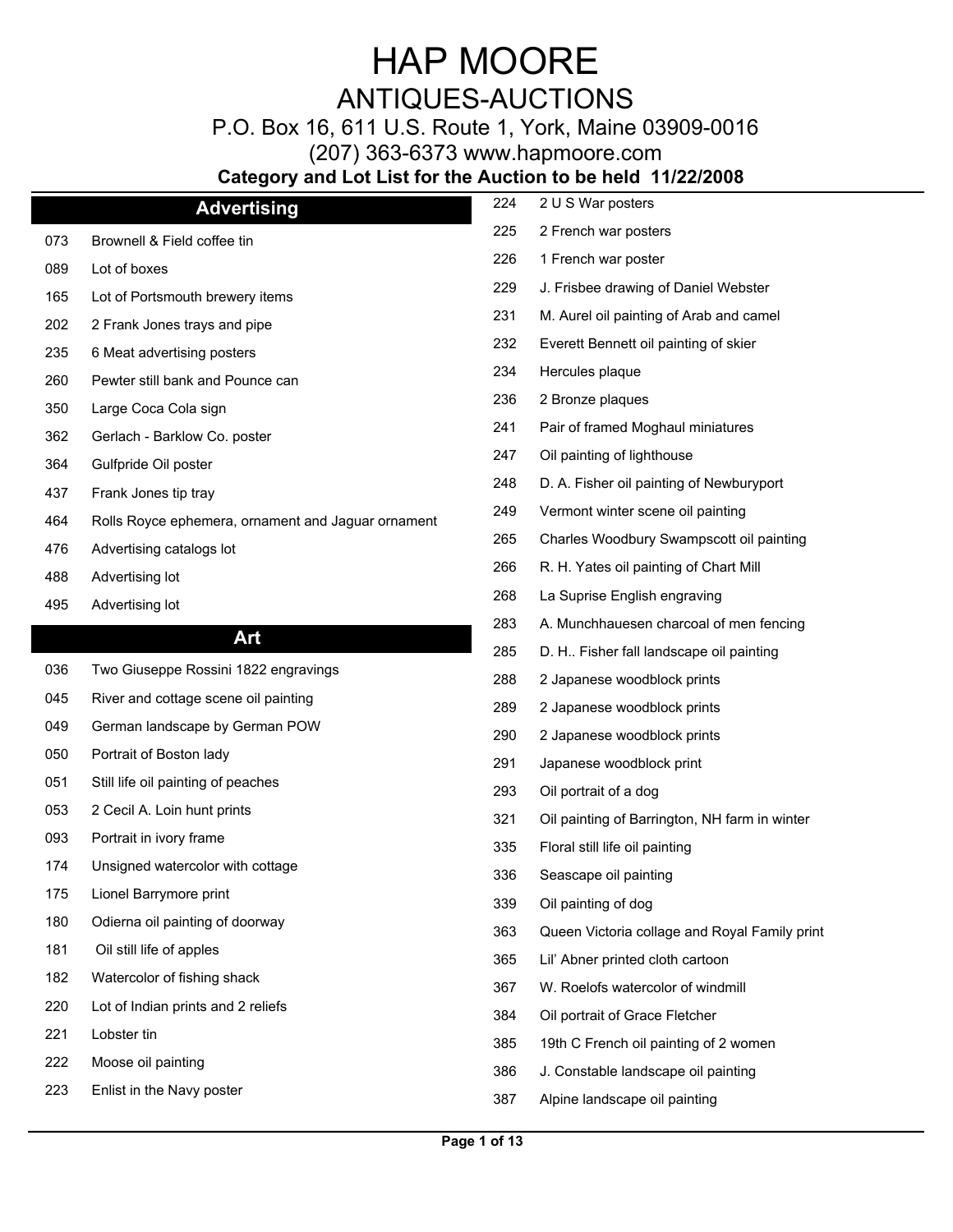# HAP MOORE

## ANTIQUES-AUCTIONS

P.O. Box 16, 611 U.S. Route 1, York, Maine 03909-0016

(207) 363-6373 www.hapmoore.com

**Category and Lot List for the Auction to be held 11/22/2008**

## Advertising

| | |
|---|---|
| 073 | Brownell & Field coffee tin |
| 089 | Lot of boxes |
| 165 | Lot of Portsmouth brewery items |
| 202 | 2 Frank Jones trays and pipe |
| 235 | 6 Meat advertising posters |
| 260 | Pewter still bank and Pounce can |
| 350 | Large Coca Cola sign |
| 362 | Gerlach - Barklow Co. poster |
| 364 | Gulfpride Oil poster |
| 437 | Frank Jones tip tray |
| 464 | Rolls Royce ephemera, ornament and Jaguar ornament |
| 476 | Advertising catalogs lot |
| 488 | Advertising lot |
| 495 | Advertising lot |

## Art

| | |
|---|---|
| 036 | Two Giuseppe Rossini 1822 engravings |
| 045 | River and cottage scene oil painting |
| 049 | German landscape by German POW |
| 050 | Portrait of Boston lady |
| 051 | Still life oil painting of peaches |
| 053 | 2 Cecil A. Loin hunt prints |
| 093 | Portrait in ivory frame |
| 174 | Unsigned watercolor with cottage |
| 175 | Lionel Barrymore print |
| 180 | Odierna oil painting of doorway |
| 181 | Oil still life of apples |
| 182 | Watercolor of fishing shack |
| 220 | Lot of Indian prints and 2 reliefs |
| 221 | Lobster tin |
| 222 | Moose oil painting |
| 223 | Enlist in the Navy poster |
| 224 | 2 U S War posters |
| 225 | 2 French war posters |
| 226 | 1 French war poster |
| 229 | J. Frisbee drawing of Daniel Webster |
| 231 | M. Aurel oil painting of Arab and camel |
| 232 | Everett Bennett oil painting of skier |
| 234 | Hercules plaque |
| 236 | 2 Bronze plaques |
| 241 | Pair of framed Moghaul miniatures |
| 247 | Oil painting of lighthouse |
| 248 | D. A. Fisher oil painting of Newburyport |
| 249 | Vermont winter scene oil painting |
| 265 | Charles Woodbury Swampscott oil painting |
| 266 | R. H. Yates oil painting of Chart Mill |
| 268 | La Suprise English engraving |
| 283 | A. Munchhauesen charcoal of men fencing |
| 285 | D. H.. Fisher fall landscape oil painting |
| 288 | 2 Japanese woodblock prints |
| 289 | 2 Japanese woodblock prints |
| 290 | 2 Japanese woodblock prints |
| 291 | Japanese woodblock print |
| 293 | Oil portrait of a dog |
| 321 | Oil painting of Barrington, NH farm in winter |
| 335 | Floral still life oil painting |
| 336 | Seascape oil painting |
| 339 | Oil painting of dog |
| 363 | Queen Victoria collage and Royal Family print |
| 365 | Lil' Abner printed cloth cartoon |
| 367 | W. Roelofs watercolor of windmill |
| 384 | Oil portrait of Grace Fletcher |
| 385 | 19th C French oil painting of 2 women |
| 386 | J. Constable landscape oil painting |
| 387 | Alpine landscape oil painting |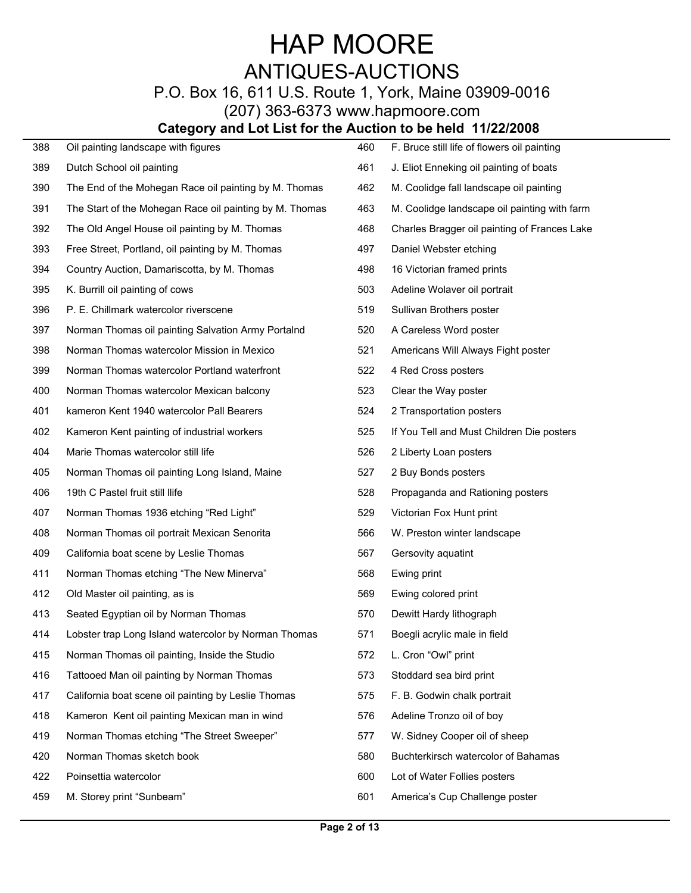# HAP MOORE

## ANTIQUES-AUCTIONS

### P.O. Box 16, 611 U.S. Route 1, York, Maine 03909-0016

### (207) 363-6373 www.hapmoore.com

**Category and Lot List for the Auction to be held 11/22/2008**

| | |
|---|---|
| 388 | Oil painting landscape with figures |
| 389 | Dutch School oil painting |
| 390 | The End of the Mohegan Race oil painting by M. Thomas |
| 391 | The Start of the Mohegan Race oil painting by M. Thomas |
| 392 | The Old Angel House oil painting by M. Thomas |
| 393 | Free Street, Portland, oil painting by M. Thomas |
| 394 | Country Auction, Damariscotta, by M. Thomas |
| 395 | K. Burrill oil painting of cows |
| 396 | P. E. Chillmark watercolor riverscene |
| 397 | Norman Thomas oil painting Salvation Army Portalnd |
| 398 | Norman Thomas watercolor Mission in Mexico |
| 399 | Norman Thomas watercolor Portland waterfront |
| 400 | Norman Thomas watercolor Mexican balcony |
| 401 | kameron Kent 1940 watercolor Pall Bearers |
| 402 | Kameron Kent painting of industrial workers |
| 404 | Marie Thomas watercolor still life |
| 405 | Norman Thomas oil painting Long Island, Maine |
| 406 | 19th C Pastel fruit still llife |
| 407 | Norman Thomas 1936 etching “Red Light” |
| 408 | Norman Thomas oil portrait Mexican Senorita |
| 409 | California boat scene by Leslie Thomas |
| 411 | Norman Thomas etching “The New Minerva” |
| 412 | Old Master oil painting, as is |
| 413 | Seated Egyptian oil by Norman Thomas |
| 414 | Lobster trap Long Island watercolor by Norman Thomas |
| 415 | Norman Thomas oil painting, Inside the Studio |
| 416 | Tattooed Man oil painting by Norman Thomas |
| 417 | California boat scene oil painting by Leslie Thomas |
| 418 | Kameron Kent oil painting Mexican man in wind |
| 419 | Norman Thomas etching “The Street Sweeper” |
| 420 | Norman Thomas sketch book |
| 422 | Poinsettia watercolor |
| 459 | M. Storey print “Sunbeam” |
| 460 | F. Bruce still life of flowers oil painting |
| 461 | J. Eliot Enneking oil painting of boats |
| 462 | M. Coolidge fall landscape oil painting |
| 463 | M. Coolidge landscape oil painting with farm |
| 468 | Charles Bragger oil painting of Frances Lake |
| 497 | Daniel Webster etching |
| 498 | 16 Victorian framed prints |
| 503 | Adeline Wolaver oil portrait |
| 519 | Sullivan Brothers poster |
| 520 | A Careless Word poster |
| 521 | Americans Will Always Fight poster |
| 522 | 4 Red Cross posters |
| 523 | Clear the Way poster |
| 524 | 2 Transportation posters |
| 525 | If You Tell and Must Children Die posters |
| 526 | 2 Liberty Loan posters |
| 527 | 2 Buy Bonds posters |
| 528 | Propaganda and Rationing posters |
| 529 | Victorian Fox Hunt print |
| 566 | W. Preston winter landscape |
| 567 | Gersovity aquatint |
| 568 | Ewing print |
| 569 | Ewing colored print |
| 570 | Dewitt Hardy lithograph |
| 571 | Boegli acrylic male in field |
| 572 | L. Cron “Owl” print |
| 573 | Stoddard sea bird print |
| 575 | F. B. Godwin chalk portrait |
| 576 | Adeline Tronzo oil of boy |
| 577 | W. Sidney Cooper oil of sheep |
| 580 | Buchterkirsch watercolor of Bahamas |
| 600 | Lot of Water Follies posters |
| 601 | America’s Cup Challenge poster |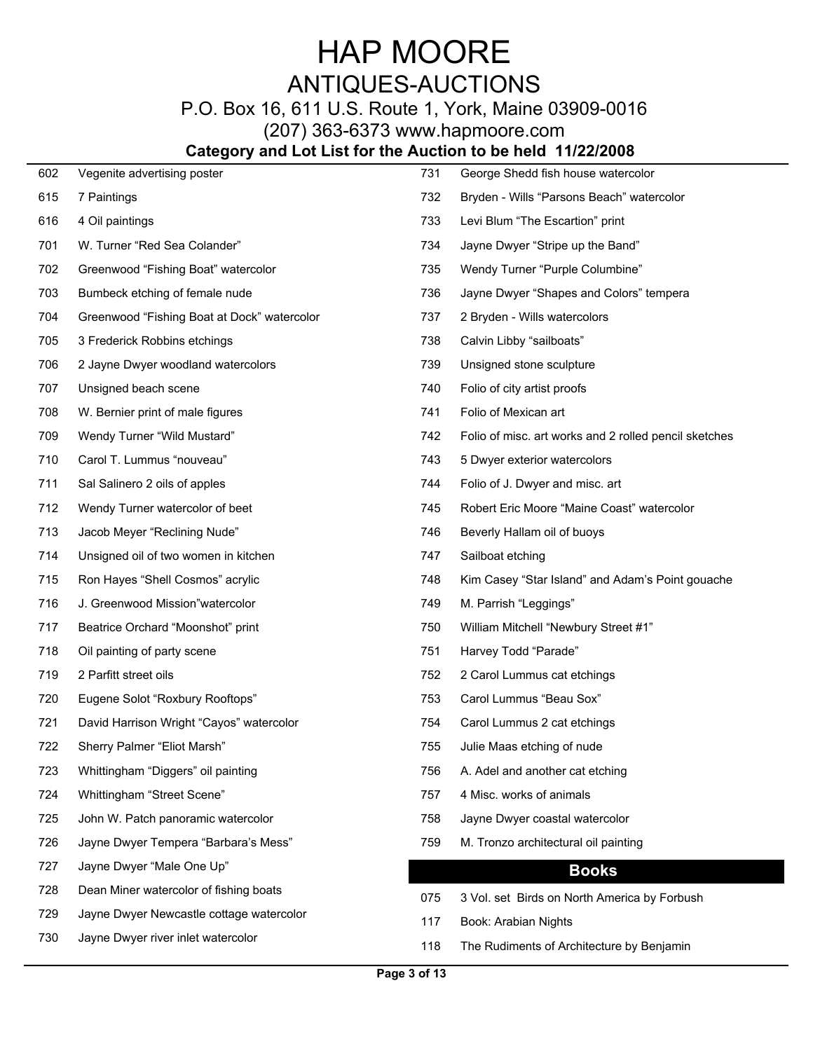# HAP MOORE

## ANTIQUES-AUCTIONS

P.O. Box 16, 611 U.S. Route 1, York, Maine 03909-0016

(207) 363-6373 www.hapmoore.com

**Category and Lot List for the Auction to be held 11/22/2008**

| | |
|---|---|
| 602 | Vegenite advertising poster |
| 615 | 7 Paintings |
| 616 | 4 Oil paintings |
| 701 | W. Turner "Red Sea Colander" |
| 702 | Greenwood "Fishing Boat" watercolor |
| 703 | Bumbeck etching of female nude |
| 704 | Greenwood "Fishing Boat at Dock" watercolor |
| 705 | 3 Frederick Robbins etchings |
| 706 | 2 Jayne Dwyer woodland watercolors |
| 707 | Unsigned beach scene |
| 708 | W. Bernier print of male figures |
| 709 | Wendy Turner "Wild Mustard" |
| 710 | Carol T. Lummus "nouveau" |
| 711 | Sal Salinero 2 oils of apples |
| 712 | Wendy Turner watercolor of beet |
| 713 | Jacob Meyer "Reclining Nude" |
| 714 | Unsigned oil of two women in kitchen |
| 715 | Ron Hayes "Shell Cosmos" acrylic |
| 716 | J. Greenwood Mission"watercolor |
| 717 | Beatrice Orchard "Moonshot" print |
| 718 | Oil painting of party scene |
| 719 | 2 Parfitt street oils |
| 720 | Eugene Solot "Roxbury Rooftops" |
| 721 | David Harrison Wright "Cayos" watercolor |
| 722 | Sherry Palmer "Eliot Marsh" |
| 723 | Whittingham "Diggers" oil painting |
| 724 | Whittingham "Street Scene" |
| 725 | John W. Patch panoramic watercolor |
| 726 | Jayne Dwyer Tempera "Barbara's Mess" |
| 727 | Jayne Dwyer "Male One Up" |
| 728 | Dean Miner watercolor of fishing boats |
| 729 | Jayne Dwyer Newcastle cottage watercolor |
| 730 | Jayne Dwyer river inlet watercolor |
| 731 | George Shedd fish house watercolor |
| 732 | Bryden - Wills "Parsons Beach" watercolor |
| 733 | Levi Blum "The Escartion" print |
| 734 | Jayne Dwyer "Stripe up the Band" |
| 735 | Wendy Turner "Purple Columbine" |
| 736 | Jayne Dwyer "Shapes and Colors" tempera |
| 737 | 2 Bryden - Wills watercolors |
| 738 | Calvin Libby "sailboats" |
| 739 | Unsigned stone sculpture |
| 740 | Folio of city artist proofs |
| 741 | Folio of Mexican art |
| 742 | Folio of misc. art works and 2 rolled pencil sketches |
| 743 | 5 Dwyer exterior watercolors |
| 744 | Folio of J. Dwyer and misc. art |
| 745 | Robert Eric Moore "Maine Coast" watercolor |
| 746 | Beverly Hallam oil of buoys |
| 747 | Sailboat etching |
| 748 | Kim Casey "Star Island" and Adam's Point gouache |
| 749 | M. Parrish "Leggings" |
| 750 | William Mitchell "Newbury Street #1" |
| 751 | Harvey Todd "Parade" |
| 752 | 2 Carol Lummus cat etchings |
| 753 | Carol Lummus "Beau Sox" |
| 754 | Carol Lummus 2 cat etchings |
| 755 | Julie Maas etching of nude |
| 756 | A. Adel and another cat etching |
| 757 | 4 Misc. works of animals |
| 758 | Jayne Dwyer coastal watercolor |
| 759 | M. Tronzo architectural oil painting |

## Books

| | |
|---|---|
| 075 | 3 Vol. set Birds on North America by Forbush |
| 117 | Book: Arabian Nights |
| 118 | The Rudiments of Architecture by Benjamin |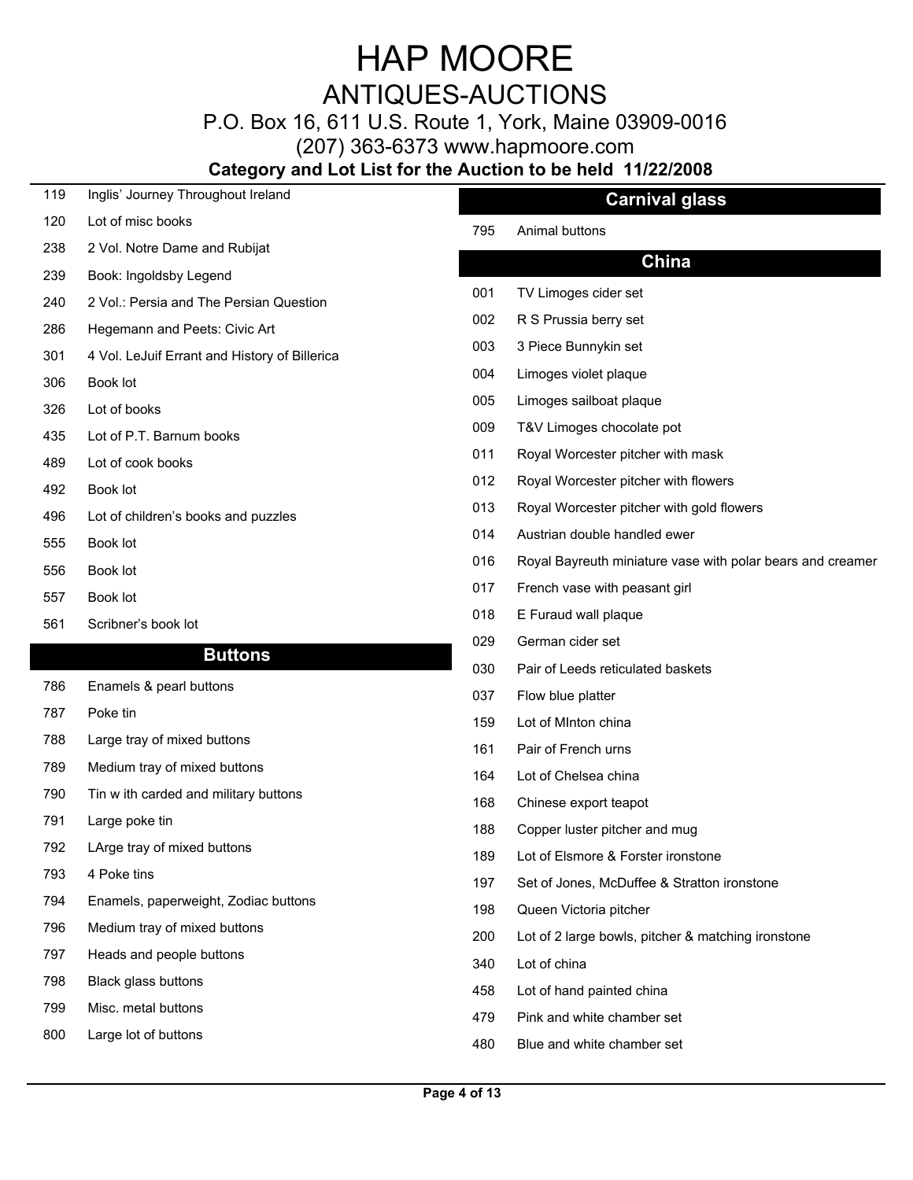# HAP MOORE

## ANTIQUES-AUCTIONS

P.O. Box 16, 611 U.S. Route 1, York, Maine 03909-0016

(207) 363-6373 www.hapmoore.com

**Category and Lot List for the Auction to be held 11/22/2008**

| | |
|---|---|
| 119 | Inglis' Journey Throughout Ireland |
| 120 | Lot of misc books |
| 238 | 2 Vol. Notre Dame and Rubijat |
| 239 | Book: Ingoldsby Legend |
| 240 | 2 Vol.: Persia and The Persian Question |
| 286 | Hegemann and Peets: Civic Art |
| 301 | 4 Vol. LeJuif Errant and History of Billerica |
| 306 | Book lot |
| 326 | Lot of books |
| 435 | Lot of P.T. Barnum books |
| 489 | Lot of cook books |
| 492 | Book lot |
| 496 | Lot of children's books and puzzles |
| 555 | Book lot |
| 556 | Book lot |
| 557 | Book lot |
| 561 | Scribner's book lot |

## Buttons

| | |
|---|---|
| 786 | Enamels & pearl buttons |
| 787 | Poke tin |
| 788 | Large tray of mixed buttons |
| 789 | Medium tray of mixed buttons |
| 790 | Tin w ith carded and military buttons |
| 791 | Large poke tin |
| 792 | LArge tray of mixed buttons |
| 793 | 4 Poke tins |
| 794 | Enamels, paperweight, Zodiac buttons |
| 796 | Medium tray of mixed buttons |
| 797 | Heads and people buttons |
| 798 | Black glass buttons |
| 799 | Misc. metal buttons |
| 800 | Large lot of buttons |

## Carnival glass

| | |
|---|---|
| 795 | Animal buttons |

## China

| | |
|---|---|
| 001 | TV Limoges cider set |
| 002 | R S Prussia berry set |
| 003 | 3 Piece Bunnykin set |
| 004 | Limoges violet plaque |
| 005 | Limoges sailboat plaque |
| 009 | T&V Limoges chocolate pot |
| 011 | Royal Worcester pitcher with mask |
| 012 | Royal Worcester pitcher with flowers |
| 013 | Royal Worcester pitcher with gold flowers |
| 014 | Austrian double handled ewer |
| 016 | Royal Bayreuth miniature vase with polar bears and creamer |
| 017 | French vase with peasant girl |
| 018 | E Furaud wall plaque |
| 029 | German cider set |
| 030 | Pair of Leeds reticulated baskets |
| 037 | Flow blue platter |
| 159 | Lot of MInton china |
| 161 | Pair of French urns |
| 164 | Lot of Chelsea china |
| 168 | Chinese export teapot |
| 188 | Copper luster pitcher and mug |
| 189 | Lot of Elsmore & Forster ironstone |
| 197 | Set of Jones, McDuffee & Stratton ironstone |
| 198 | Queen Victoria pitcher |
| 200 | Lot of 2 large bowls, pitcher & matching ironstone |
| 340 | Lot of china |
| 458 | Lot of hand painted china |
| 479 | Pink and white chamber set |
| 480 | Blue and white chamber set |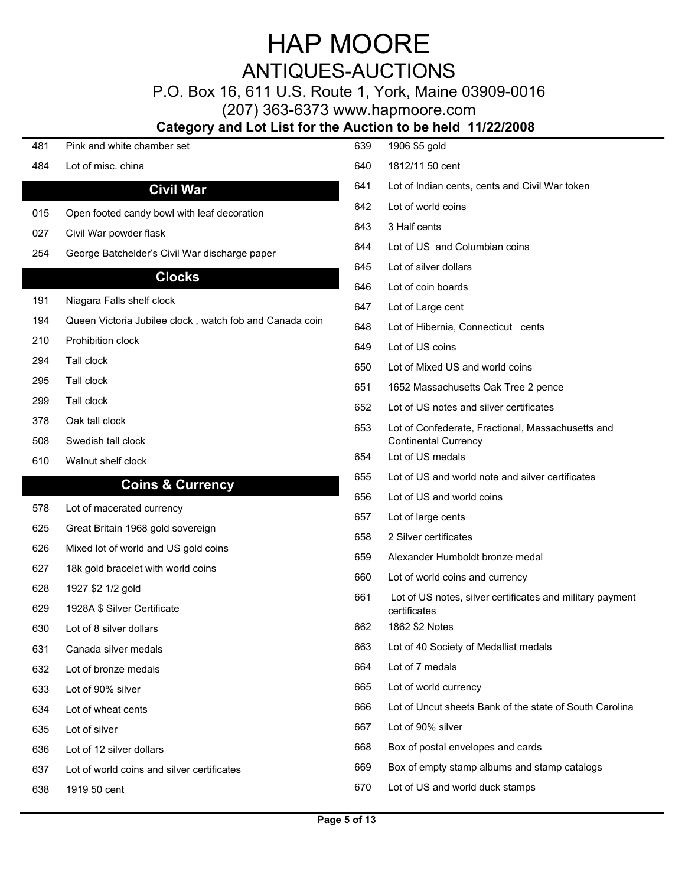# HAP MOORE

## ANTIQUES-AUCTIONS

P.O. Box 16, 611 U.S. Route 1, York, Maine 03909-0016

(207) 363-6373 www.hapmoore.com

**Category and Lot List for the Auction to be held 11/22/2008**

481 Pink and white chamber set

484 Lot of misc. china

## Civil War

015 Open footed candy bowl with leaf decoration

027 Civil War powder flask

254 George Batchelder's Civil War discharge paper

## Clocks

191 Niagara Falls shelf clock

194 Queen Victoria Jubilee clock , watch fob and Canada coin

210 Prohibition clock

294 Tall clock

295 Tall clock

299 Tall clock

378 Oak tall clock

508 Swedish tall clock

610 Walnut shelf clock

## Coins & Currency

578 Lot of macerated currency

625 Great Britain 1968 gold sovereign

626 Mixed lot of world and US gold coins

627 18k gold bracelet with world coins

628 1927 $2 1/2 gold

629 1928A $ Silver Certificate

630 Lot of 8 silver dollars

631 Canada silver medals

632 Lot of bronze medals

633 Lot of 90% silver

634 Lot of wheat cents

635 Lot of silver

636 Lot of 12 silver dollars

637 Lot of world coins and silver certificates

638 1919 50 cent

639 1906 $5 gold

640 1812/11 50 cent

641 Lot of Indian cents, cents and Civil War token

642 Lot of world coins

643 3 Half cents

644 Lot of US and Columbian coins

645 Lot of silver dollars

646 Lot of coin boards

647 Lot of Large cent

648 Lot of Hibernia, Connecticut cents

649 Lot of US coins

650 Lot of Mixed US and world coins

651 1652 Massachusetts Oak Tree 2 pence

652 Lot of US notes and silver certificates

653 Lot of Confederate, Fractional, Massachusetts and Continental Currency

654 Lot of US medals

655 Lot of US and world note and silver certificates

656 Lot of US and world coins

657 Lot of large cents

658 2 Silver certificates

659 Alexander Humboldt bronze medal

660 Lot of world coins and currency

661 Lot of US notes, silver certificates and military payment certificates

662 1862 $2 Notes

663 Lot of 40 Society of Medallist medals

664 Lot of 7 medals

665 Lot of world currency

666 Lot of Uncut sheets Bank of the state of South Carolina

667 Lot of 90% silver

668 Box of postal envelopes and cards

669 Box of empty stamp albums and stamp catalogs

670 Lot of US and world duck stamps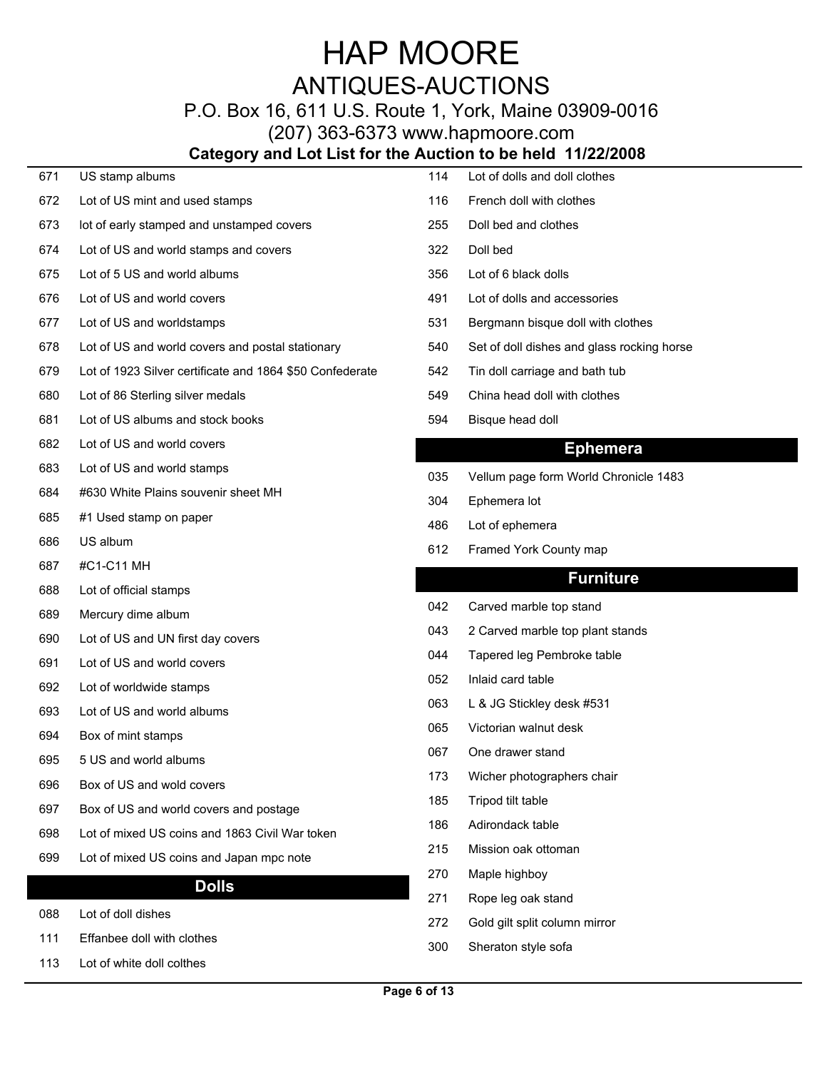# HAP MOORE

## ANTIQUES-AUCTIONS

P.O. Box 16, 611 U.S. Route 1, York, Maine 03909-0016

(207) 363-6373 www.hapmoore.com

**Category and Lot List for the Auction to be held 11/22/2008**

671 US stamp albums

672 Lot of US mint and used stamps

673 lot of early stamped and unstamped covers

674 Lot of US and world stamps and covers

675 Lot of 5 US and world albums

676 Lot of US and world covers

677 Lot of US and worldstamps

678 Lot of US and world covers and postal stationary

679 Lot of 1923 Silver certificate and 1864 $50 Confederate

680 Lot of 86 Sterling silver medals

681 Lot of US albums and stock books

682 Lot of US and world covers

683 Lot of US and world stamps

684 #630 White Plains souvenir sheet MH

685 #1 Used stamp on paper

686 US album

687 #C1-C11 MH

688 Lot of official stamps

689 Mercury dime album

690 Lot of US and UN first day covers

691 Lot of US and world covers

692 Lot of worldwide stamps

693 Lot of US and world albums

694 Box of mint stamps

695 5 US and world albums

696 Box of US and wold covers

697 Box of US and world covers and postage

698 Lot of mixed US coins and 1863 Civil War token

699 Lot of mixed US coins and Japan mpc note

## Dolls

088 Lot of doll dishes

111 Effanbee doll with clothes

113 Lot of white doll colthes

114 Lot of dolls and doll clothes

116 French doll with clothes

255 Doll bed and clothes

322 Doll bed

356 Lot of 6 black dolls

491 Lot of dolls and accessories

531 Bergmann bisque doll with clothes

540 Set of doll dishes and glass rocking horse

542 Tin doll carriage and bath tub

549 China head doll with clothes

594 Bisque head doll

## Ephemera

035 Vellum page form World Chronicle 1483

304 Ephemera lot

486 Lot of ephemera

612 Framed York County map

## Furniture

042 Carved marble top stand

043 2 Carved marble top plant stands

044 Tapered leg Pembroke table

052 Inlaid card table

063 L & JG Stickley desk #531

065 Victorian walnut desk

067 One drawer stand

173 Wicher photographers chair

185 Tripod tilt table

186 Adirondack table

215 Mission oak ottoman

270 Maple highboy

271 Rope leg oak stand

272 Gold gilt split column mirror

300 Sheraton style sofa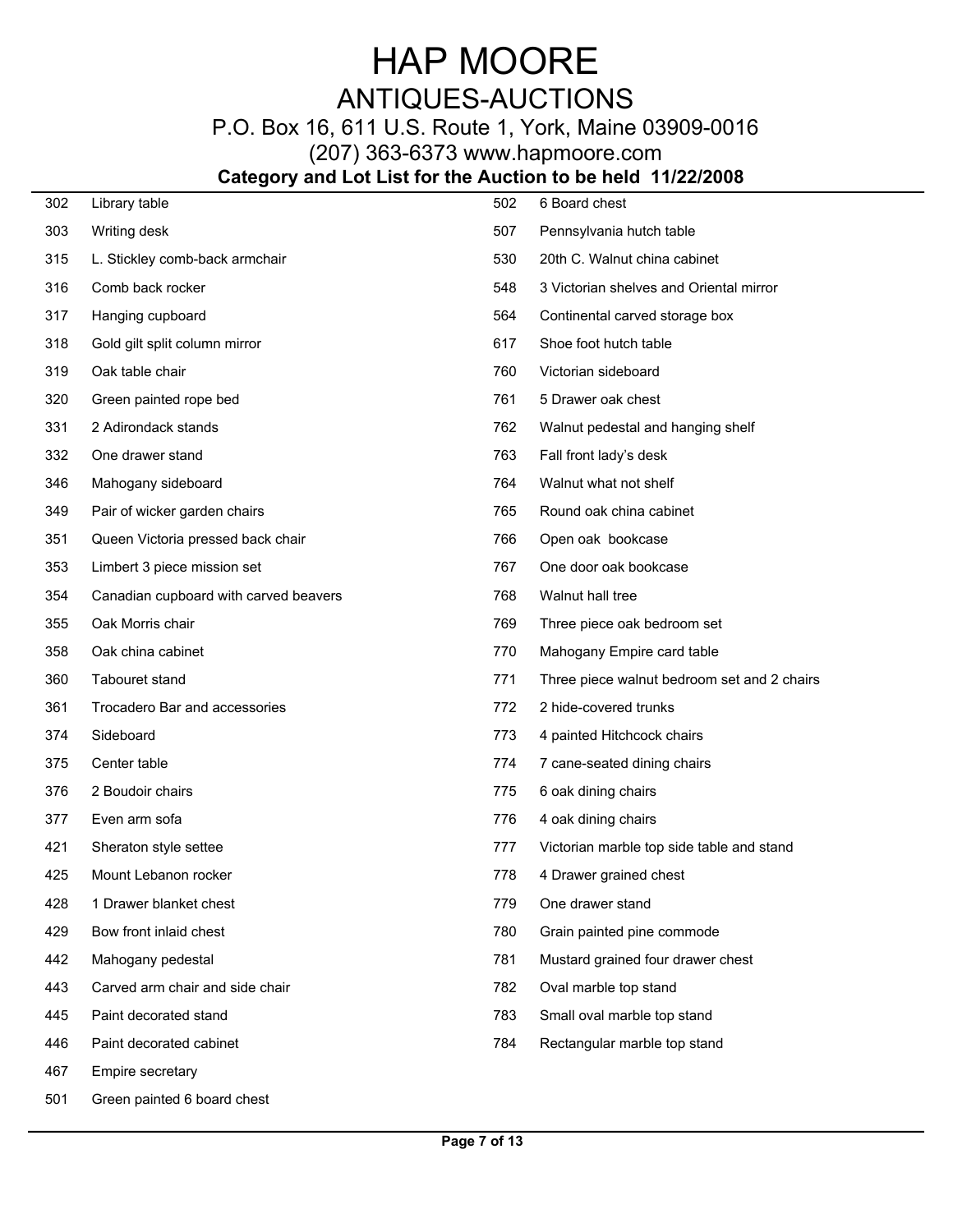# HAP MOORE

## ANTIQUES-AUCTIONS

P.O. Box 16, 611 U.S. Route 1, York, Maine 03909-0016

(207) 363-6373 www.hapmoore.com

**Category and Lot List for the Auction to be held 11/22/2008**

| Lot | Description |
|---|---|
| 302 | Library table |
| 303 | Writing desk |
| 315 | L. Stickley comb-back armchair |
| 316 | Comb back rocker |
| 317 | Hanging cupboard |
| 318 | Gold gilt split column mirror |
| 319 | Oak table chair |
| 320 | Green painted rope bed |
| 331 | 2 Adirondack stands |
| 332 | One drawer stand |
| 346 | Mahogany sideboard |
| 349 | Pair of wicker garden chairs |
| 351 | Queen Victoria pressed back chair |
| 353 | Limbert 3 piece mission set |
| 354 | Canadian cupboard with carved beavers |
| 355 | Oak Morris chair |
| 358 | Oak china cabinet |
| 360 | Tabouret stand |
| 361 | Trocadero Bar and accessories |
| 374 | Sideboard |
| 375 | Center table |
| 376 | 2 Boudoir chairs |
| 377 | Even arm sofa |
| 421 | Sheraton style settee |
| 425 | Mount Lebanon rocker |
| 428 | 1 Drawer blanket chest |
| 429 | Bow front inlaid chest |
| 442 | Mahogany pedestal |
| 443 | Carved arm chair and side chair |
| 445 | Paint decorated stand |
| 446 | Paint decorated cabinet |
| 467 | Empire secretary |
| 501 | Green painted 6 board chest |
| 502 | 6 Board chest |
| 507 | Pennsylvania hutch table |
| 530 | 20th C. Walnut china cabinet |
| 548 | 3 Victorian shelves and Oriental mirror |
| 564 | Continental carved storage box |
| 617 | Shoe foot hutch table |
| 760 | Victorian sideboard |
| 761 | 5 Drawer oak chest |
| 762 | Walnut pedestal and hanging shelf |
| 763 | Fall front lady's desk |
| 764 | Walnut what not shelf |
| 765 | Round oak china cabinet |
| 766 | Open oak bookcase |
| 767 | One door oak bookcase |
| 768 | Walnut hall tree |
| 769 | Three piece oak bedroom set |
| 770 | Mahogany Empire card table |
| 771 | Three piece walnut bedroom set and 2 chairs |
| 772 | 2 hide-covered trunks |
| 773 | 4 painted Hitchcock chairs |
| 774 | 7 cane-seated dining chairs |
| 775 | 6 oak dining chairs |
| 776 | 4 oak dining chairs |
| 777 | Victorian marble top side table and stand |
| 778 | 4 Drawer grained chest |
| 779 | One drawer stand |
| 780 | Grain painted pine commode |
| 781 | Mustard grained four drawer chest |
| 782 | Oval marble top stand |
| 783 | Small oval marble top stand |
| 784 | Rectangular marble top stand |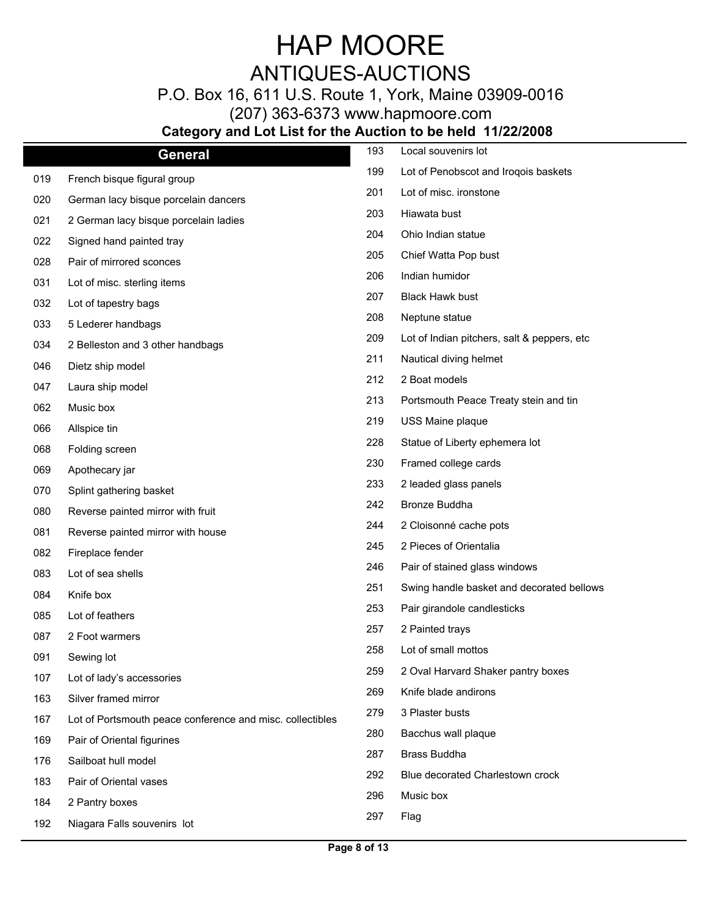# HAP MOORE

## ANTIQUES-AUCTIONS

P.O. Box 16, 611 U.S. Route 1, York, Maine 03909-0016

(207) 363-6373 www.hapmoore.com

**Category and Lot List for the Auction to be held 11/22/2008**

### General

| | |
|---|---|
| 019 | French bisque figural group |
| 020 | German lacy bisque porcelain dancers |
| 021 | 2 German lacy bisque porcelain ladies |
| 022 | Signed hand painted tray |
| 028 | Pair of mirrored sconces |
| 031 | Lot of misc. sterling items |
| 032 | Lot of tapestry bags |
| 033 | 5 Lederer handbags |
| 034 | 2 Belleston and 3 other handbags |
| 046 | Dietz ship model |
| 047 | Laura ship model |
| 062 | Music box |
| 066 | Allspice tin |
| 068 | Folding screen |
| 069 | Apothecary jar |
| 070 | Splint gathering basket |
| 080 | Reverse painted mirror with fruit |
| 081 | Reverse painted mirror with house |
| 082 | Fireplace fender |
| 083 | Lot of sea shells |
| 084 | Knife box |
| 085 | Lot of feathers |
| 087 | 2 Foot warmers |
| 091 | Sewing lot |
| 107 | Lot of lady's accessories |
| 163 | Silver framed mirror |
| 167 | Lot of Portsmouth peace conference and misc. collectibles |
| 169 | Pair of Oriental figurines |
| 176 | Sailboat hull model |
| 183 | Pair of Oriental vases |
| 184 | 2 Pantry boxes |
| 192 | Niagara Falls souvenirs lot |
| 193 | Local souvenirs lot |
| 199 | Lot of Penobscot and Iroqois baskets |
| 201 | Lot of misc. ironstone |
| 203 | Hiawata bust |
| 204 | Ohio Indian statue |
| 205 | Chief Watta Pop bust |
| 206 | Indian humidor |
| 207 | Black Hawk bust |
| 208 | Neptune statue |
| 209 | Lot of Indian pitchers, salt & peppers, etc |
| 211 | Nautical diving helmet |
| 212 | 2 Boat models |
| 213 | Portsmouth Peace Treaty stein and tin |
| 219 | USS Maine plaque |
| 228 | Statue of Liberty ephemera lot |
| 230 | Framed college cards |
| 233 | 2 leaded glass panels |
| 242 | Bronze Buddha |
| 244 | 2 Cloisonné cache pots |
| 245 | 2 Pieces of Orientalia |
| 246 | Pair of stained glass windows |
| 251 | Swing handle basket and decorated bellows |
| 253 | Pair girandole candlesticks |
| 257 | 2 Painted trays |
| 258 | Lot of small mottos |
| 259 | 2 Oval Harvard Shaker pantry boxes |
| 269 | Knife blade andirons |
| 279 | 3 Plaster busts |
| 280 | Bacchus wall plaque |
| 287 | Brass Buddha |
| 292 | Blue decorated Charlestown crock |
| 296 | Music box |
| 297 | Flag |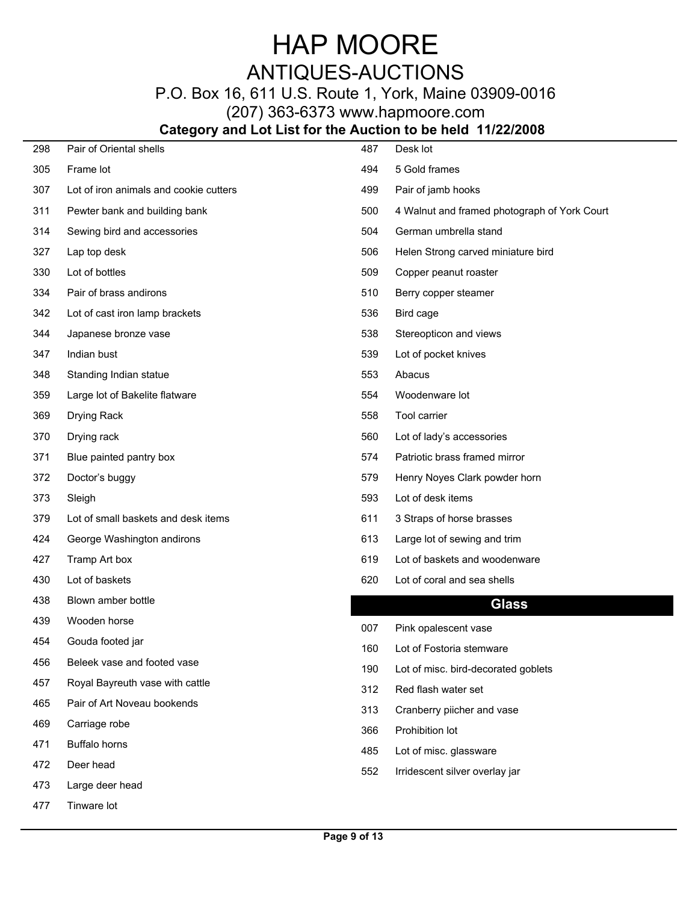# HAP MOORE

## ANTIQUES-AUCTIONS

P.O. Box 16, 611 U.S. Route 1, York, Maine 03909-0016

(207) 363-6373 www.hapmoore.com

**Category and Lot List for the Auction to be held 11/22/2008**

| | |
|---|---|
| 298 | Pair of Oriental shells |
| 305 | Frame lot |
| 307 | Lot of iron animals and cookie cutters |
| 311 | Pewter bank and building bank |
| 314 | Sewing bird and accessories |
| 327 | Lap top desk |
| 330 | Lot of bottles |
| 334 | Pair of brass andirons |
| 342 | Lot of cast iron lamp brackets |
| 344 | Japanese bronze vase |
| 347 | Indian bust |
| 348 | Standing Indian statue |
| 359 | Large lot of Bakelite flatware |
| 369 | Drying Rack |
| 370 | Drying rack |
| 371 | Blue painted pantry box |
| 372 | Doctor's buggy |
| 373 | Sleigh |
| 379 | Lot of small baskets and desk items |
| 424 | George Washington andirons |
| 427 | Tramp Art box |
| 430 | Lot of baskets |
| 438 | Blown amber bottle |
| 439 | Wooden horse |
| 454 | Gouda footed jar |
| 456 | Beleek vase and footed vase |
| 457 | Royal Bayreuth vase with cattle |
| 465 | Pair of Art Noveau bookends |
| 469 | Carriage robe |
| 471 | Buffalo horns |
| 472 | Deer head |
| 473 | Large deer head |
| 477 | Tinware lot |
| 487 | Desk lot |
| 494 | 5 Gold frames |
| 499 | Pair of jamb hooks |
| 500 | 4 Walnut and framed photograph of York Court |
| 504 | German umbrella stand |
| 506 | Helen Strong carved miniature bird |
| 509 | Copper peanut roaster |
| 510 | Berry copper steamer |
| 536 | Bird cage |
| 538 | Stereopticon and views |
| 539 | Lot of pocket knives |
| 553 | Abacus |
| 554 | Woodenware lot |
| 558 | Tool carrier |
| 560 | Lot of lady's accessories |
| 574 | Patriotic brass framed mirror |
| 579 | Henry Noyes Clark powder horn |
| 593 | Lot of desk items |
| 611 | 3 Straps of horse brasses |
| 613 | Large lot of sewing and trim |
| 619 | Lot of baskets and woodenware |
| 620 | Lot of coral and sea shells |

## Glass

| | |
|---|---|
| 007 | Pink opalescent vase |
| 160 | Lot of Fostoria stemware |
| 190 | Lot of misc. bird-decorated goblets |
| 312 | Red flash water set |
| 313 | Cranberry piicher and vase |
| 366 | Prohibition lot |
| 485 | Lot of misc. glassware |
| 552 | Irridescent silver overlay jar |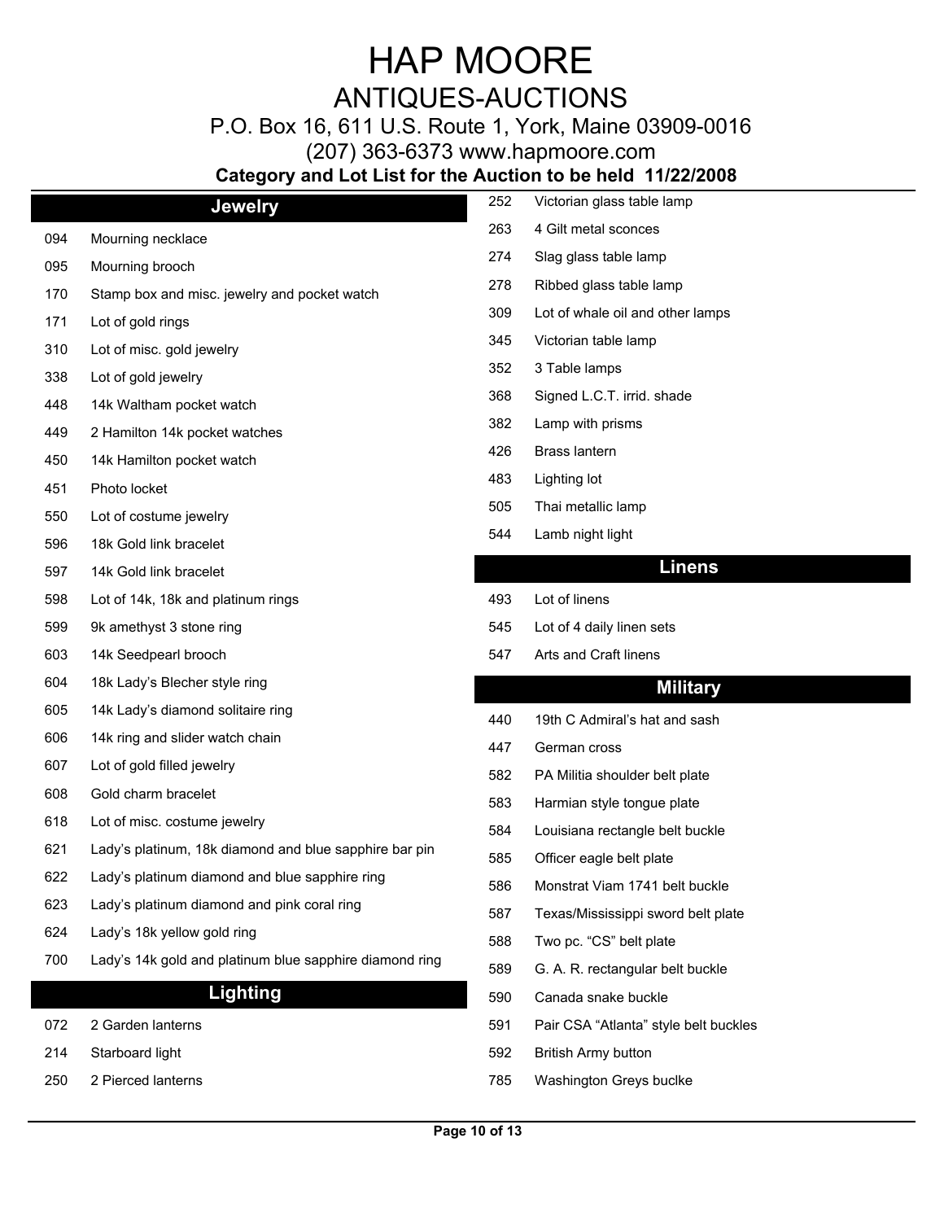# HAP MOORE

## ANTIQUES-AUCTIONS

P.O. Box 16, 611 U.S. Route 1, York, Maine 03909-0016

(207) 363-6373 www.hapmoore.com

**Category and Lot List for the Auction to be held 11/22/2008**

### Jewelry

| | |
|---|---|
| 094 | Mourning necklace |
| 095 | Mourning brooch |
| 170 | Stamp box and misc. jewelry and pocket watch |
| 171 | Lot of gold rings |
| 310 | Lot of misc. gold jewelry |
| 338 | Lot of gold jewelry |
| 448 | 14k Waltham pocket watch |
| 449 | 2 Hamilton 14k pocket watches |
| 450 | 14k Hamilton pocket watch |
| 451 | Photo locket |
| 550 | Lot of costume jewelry |
| 596 | 18k Gold link bracelet |
| 597 | 14k Gold link bracelet |
| 598 | Lot of 14k, 18k and platinum rings |
| 599 | 9k amethyst 3 stone ring |
| 603 | 14k Seedpearl brooch |
| 604 | 18k Lady's Blecher style ring |
| 605 | 14k Lady's diamond solitaire ring |
| 606 | 14k ring and slider watch chain |
| 607 | Lot of gold filled jewelry |
| 608 | Gold charm bracelet |
| 618 | Lot of misc. costume jewelry |
| 621 | Lady's platinum, 18k diamond and blue sapphire bar pin |
| 622 | Lady's platinum diamond and blue sapphire ring |
| 623 | Lady's platinum diamond and pink coral ring |
| 624 | Lady's 18k yellow gold ring |
| 700 | Lady's 14k gold and platinum blue sapphire diamond ring |

### Lighting

| | |
|---|---|
| 072 | 2 Garden lanterns |
| 214 | Starboard light |
| 250 | 2 Pierced lanterns |
| 252 | Victorian glass table lamp |
| 263 | 4 Gilt metal sconces |
| 274 | Slag glass table lamp |
| 278 | Ribbed glass table lamp |
| 309 | Lot of whale oil and other lamps |
| 345 | Victorian table lamp |
| 352 | 3 Table lamps |
| 368 | Signed L.C.T. irrid. shade |
| 382 | Lamp with prisms |
| 426 | Brass lantern |
| 483 | Lighting lot |
| 505 | Thai metallic lamp |
| 544 | Lamb night light |

### Linens

| | |
|---|---|
| 493 | Lot of linens |
| 545 | Lot of 4 daily linen sets |
| 547 | Arts and Craft linens |

### Military

| | |
|---|---|
| 440 | 19th C Admiral's hat and sash |
| 447 | German cross |
| 582 | PA Militia shoulder belt plate |
| 583 | Harmian style tongue plate |
| 584 | Louisiana rectangle belt buckle |
| 585 | Officer eagle belt plate |
| 586 | Monstrat Viam 1741 belt buckle |
| 587 | Texas/Mississippi sword belt plate |
| 588 | Two pc. "CS" belt plate |
| 589 | G. A. R. rectangular belt buckle |
| 590 | Canada snake buckle |
| 591 | Pair CSA "Atlanta" style belt buckles |
| 592 | British Army button |
| 785 | Washington Greys buclke |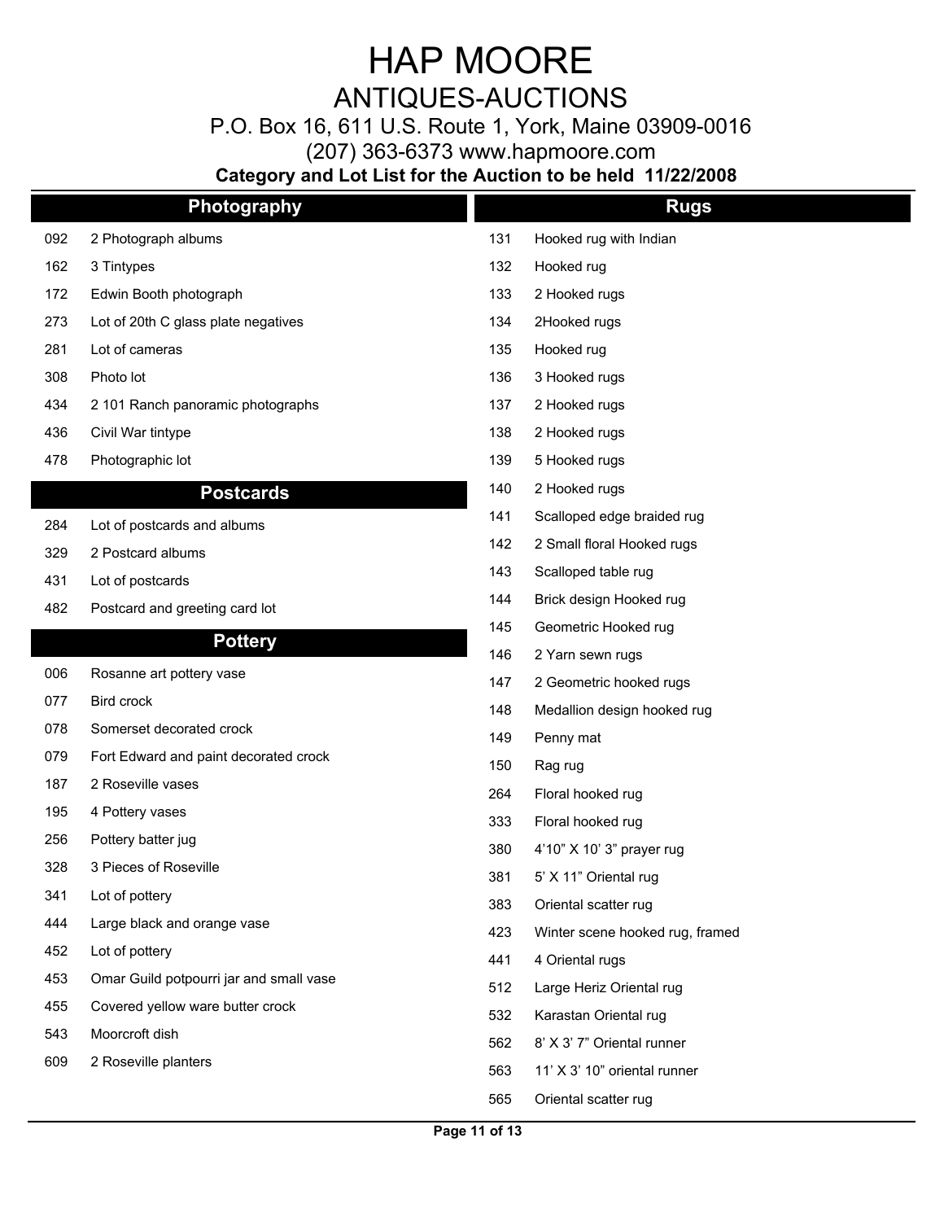# HAP MOORE

## ANTIQUES-AUCTIONS

P.O. Box 16, 611 U.S. Route 1, York, Maine 03909-0016

(207) 363-6373 www.hapmoore.com

**Category and Lot List for the Auction to be held 11/22/2008**

## Photography

| | |
|---|---|
| 092 | 2 Photograph albums |
| 162 | 3 Tintypes |
| 172 | Edwin Booth photograph |
| 273 | Lot of 20th C glass plate negatives |
| 281 | Lot of cameras |
| 308 | Photo lot |
| 434 | 2 101 Ranch panoramic photographs |
| 436 | Civil War tintype |
| 478 | Photographic lot |

## Postcards

| | |
|---|---|
| 284 | Lot of postcards and albums |
| 329 | 2 Postcard albums |
| 431 | Lot of postcards |
| 482 | Postcard and greeting card lot |

## Pottery

| | |
|---|---|
| 006 | Rosanne art pottery vase |
| 077 | Bird crock |
| 078 | Somerset decorated crock |
| 079 | Fort Edward and paint decorated crock |
| 187 | 2 Roseville vases |
| 195 | 4 Pottery vases |
| 256 | Pottery batter jug |
| 328 | 3 Pieces of Roseville |
| 341 | Lot of pottery |
| 444 | Large black and orange vase |
| 452 | Lot of pottery |
| 453 | Omar Guild potpourri jar and small vase |
| 455 | Covered yellow ware butter crock |
| 543 | Moorcroft dish |
| 609 | 2 Roseville planters |

## Rugs

| | |
|---|---|
| 131 | Hooked rug with Indian |
| 132 | Hooked rug |
| 133 | 2 Hooked rugs |
| 134 | 2Hooked rugs |
| 135 | Hooked rug |
| 136 | 3 Hooked rugs |
| 137 | 2 Hooked rugs |
| 138 | 2 Hooked rugs |
| 139 | 5 Hooked rugs |
| 140 | 2 Hooked rugs |
| 141 | Scalloped edge braided rug |
| 142 | 2 Small floral Hooked rugs |
| 143 | Scalloped table rug |
| 144 | Brick design Hooked rug |
| 145 | Geometric Hooked rug |
| 146 | 2 Yarn sewn rugs |
| 147 | 2 Geometric hooked rugs |
| 148 | Medallion design hooked rug |
| 149 | Penny mat |
| 150 | Rag rug |
| 264 | Floral hooked rug |
| 333 | Floral hooked rug |
| 380 | 4'10" X 10' 3" prayer rug |
| 381 | 5' X 11" Oriental rug |
| 383 | Oriental scatter rug |
| 423 | Winter scene hooked rug, framed |
| 441 | 4 Oriental rugs |
| 512 | Large Heriz Oriental rug |
| 532 | Karastan Oriental rug |
| 562 | 8' X 3' 7" Oriental runner |
| 563 | 11' X 3' 10" oriental runner |
| 565 | Oriental scatter rug |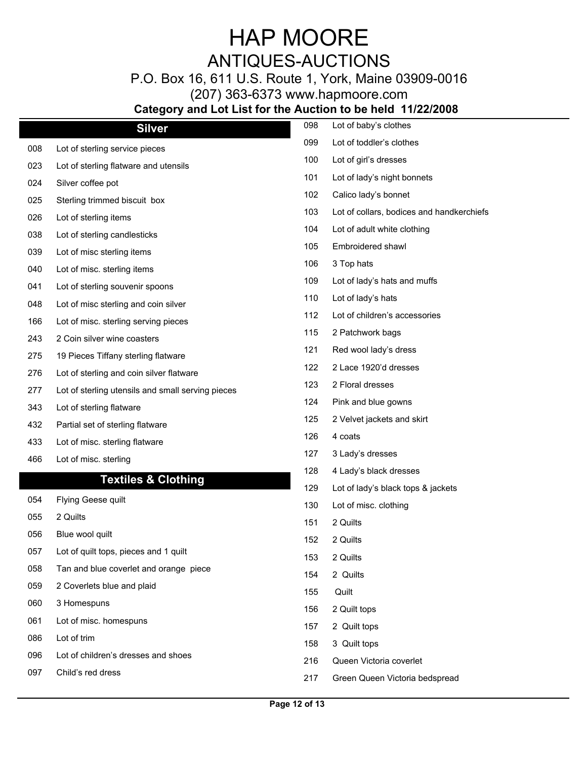# HAP MOORE

## ANTIQUES-AUCTIONS

P.O. Box 16, 611 U.S. Route 1, York, Maine 03909-0016

(207) 363-6373 www.hapmoore.com

**Category and Lot List for the Auction to be held 11/22/2008**

## Silver

| | |
|---|---|
| 008 | Lot of sterling service pieces |
| 023 | Lot of sterling flatware and utensils |
| 024 | Silver coffee pot |
| 025 | Sterling trimmed biscuit box |
| 026 | Lot of sterling items |
| 038 | Lot of sterling candlesticks |
| 039 | Lot of misc sterling items |
| 040 | Lot of misc. sterling items |
| 041 | Lot of sterling souvenir spoons |
| 048 | Lot of misc sterling and coin silver |
| 166 | Lot of misc. sterling serving pieces |
| 243 | 2 Coin silver wine coasters |
| 275 | 19 Pieces Tiffany sterling flatware |
| 276 | Lot of sterling and coin silver flatware |
| 277 | Lot of sterling utensils and small serving pieces |
| 343 | Lot of sterling flatware |
| 432 | Partial set of sterling flatware |
| 433 | Lot of misc. sterling flatware |
| 466 | Lot of misc. sterling |

## Textiles & Clothing

| | |
|---|---|
| 054 | Flying Geese quilt |
| 055 | 2 Quilts |
| 056 | Blue wool quilt |
| 057 | Lot of quilt tops, pieces and 1 quilt |
| 058 | Tan and blue coverlet and orange piece |
| 059 | 2 Coverlets blue and plaid |
| 060 | 3 Homespuns |
| 061 | Lot of misc. homespuns |
| 086 | Lot of trim |
| 096 | Lot of children's dresses and shoes |
| 097 | Child's red dress |
| 098 | Lot of baby's clothes |
| 099 | Lot of toddler's clothes |
| 100 | Lot of girl's dresses |
| 101 | Lot of lady's night bonnets |
| 102 | Calico lady's bonnet |
| 103 | Lot of collars, bodices and handkerchiefs |
| 104 | Lot of adult white clothing |
| 105 | Embroidered shawl |
| 106 | 3 Top hats |
| 109 | Lot of lady's hats and muffs |
| 110 | Lot of lady's hats |
| 112 | Lot of children's accessories |
| 115 | 2 Patchwork bags |
| 121 | Red wool lady's dress |
| 122 | 2 Lace 1920'd dresses |
| 123 | 2 Floral dresses |
| 124 | Pink and blue gowns |
| 125 | 2 Velvet jackets and skirt |
| 126 | 4 coats |
| 127 | 3 Lady's dresses |
| 128 | 4 Lady's black dresses |
| 129 | Lot of lady's black tops & jackets |
| 130 | Lot of misc. clothing |
| 151 | 2 Quilts |
| 152 | 2 Quilts |
| 153 | 2 Quilts |
| 154 | 2 Quilts |
| 155 | Quilt |
| 156 | 2 Quilt tops |
| 157 | 2 Quilt tops |
| 158 | 3 Quilt tops |
| 216 | Queen Victoria coverlet |
| 217 | Green Queen Victoria bedspread |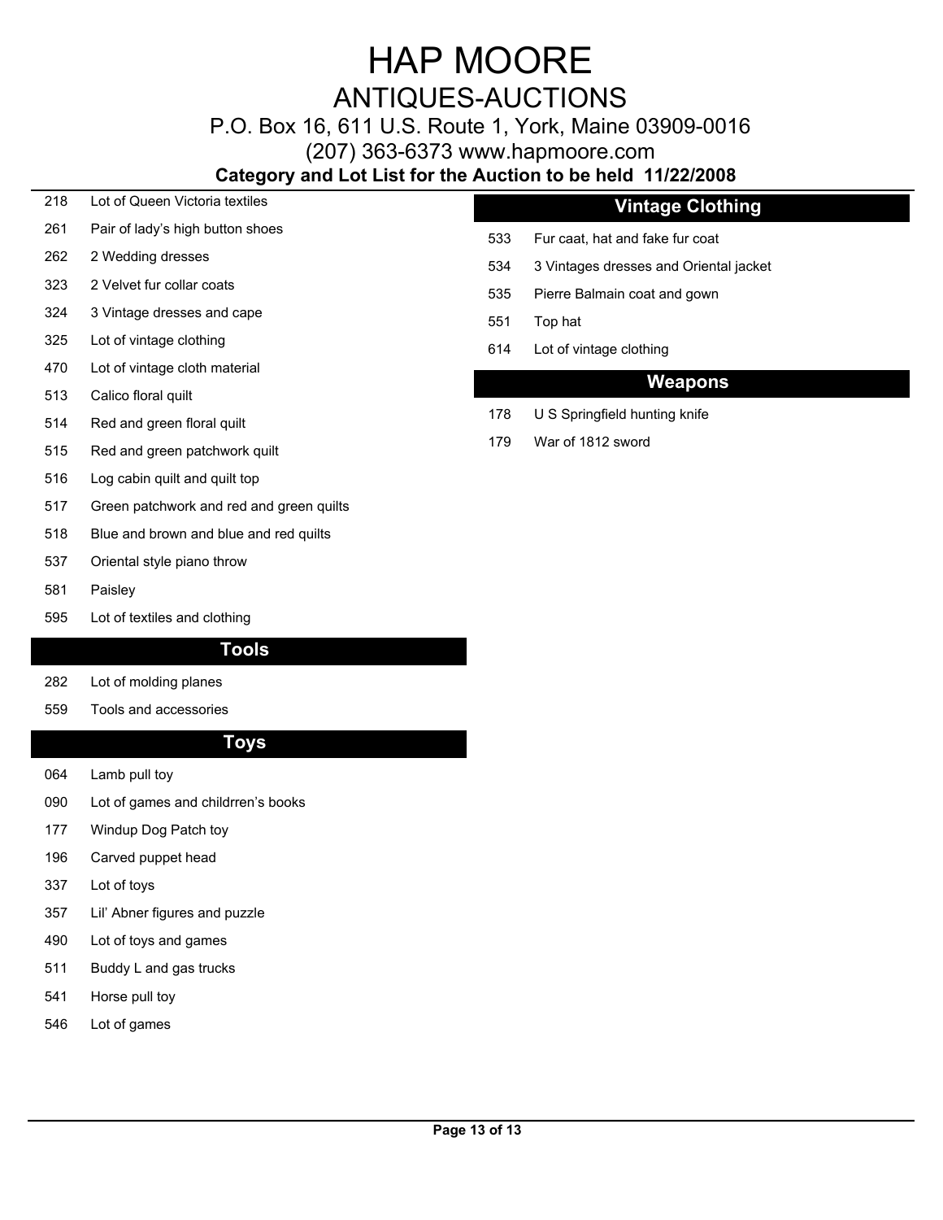# HAP MOORE

## ANTIQUES-AUCTIONS

P.O. Box 16, 611 U.S. Route 1, York, Maine 03909-0016

(207) 363-6373 www.hapmoore.com

**Category and Lot List for the Auction to be held 11/22/2008**

| | |
|---|---|
| 218 | Lot of Queen Victoria textiles |
| 261 | Pair of lady's high button shoes |
| 262 | 2 Wedding dresses |
| 323 | 2 Velvet fur collar coats |
| 324 | 3 Vintage dresses and cape |
| 325 | Lot of vintage clothing |
| 470 | Lot of vintage cloth material |
| 513 | Calico floral quilt |
| 514 | Red and green floral quilt |
| 515 | Red and green patchwork quilt |
| 516 | Log cabin quilt and quilt top |
| 517 | Green patchwork and red and green quilts |
| 518 | Blue and brown and blue and red quilts |
| 537 | Oriental style piano throw |
| 581 | Paisley |
| 595 | Lot of textiles and clothing |

## Tools

| | |
|---|---|
| 282 | Lot of molding planes |
| 559 | Tools and accessories |

## Toys

| | |
|---|---|
| 064 | Lamb pull toy |
| 090 | Lot of games and childrren's books |
| 177 | Windup Dog Patch toy |
| 196 | Carved puppet head |
| 337 | Lot of toys |
| 357 | Lil' Abner figures and puzzle |
| 490 | Lot of toys and games |
| 511 | Buddy L and gas trucks |
| 541 | Horse pull toy |
| 546 | Lot of games |

## Vintage Clothing

| | |
|---|---|
| 533 | Fur caat, hat and fake fur coat |
| 534 | 3 Vintages dresses and Oriental jacket |
| 535 | Pierre Balmain coat and gown |
| 551 | Top hat |
| 614 | Lot of vintage clothing |

## Weapons

| | |
|---|---|
| 178 | U S Springfield hunting knife |
| 179 | War of 1812 sword |